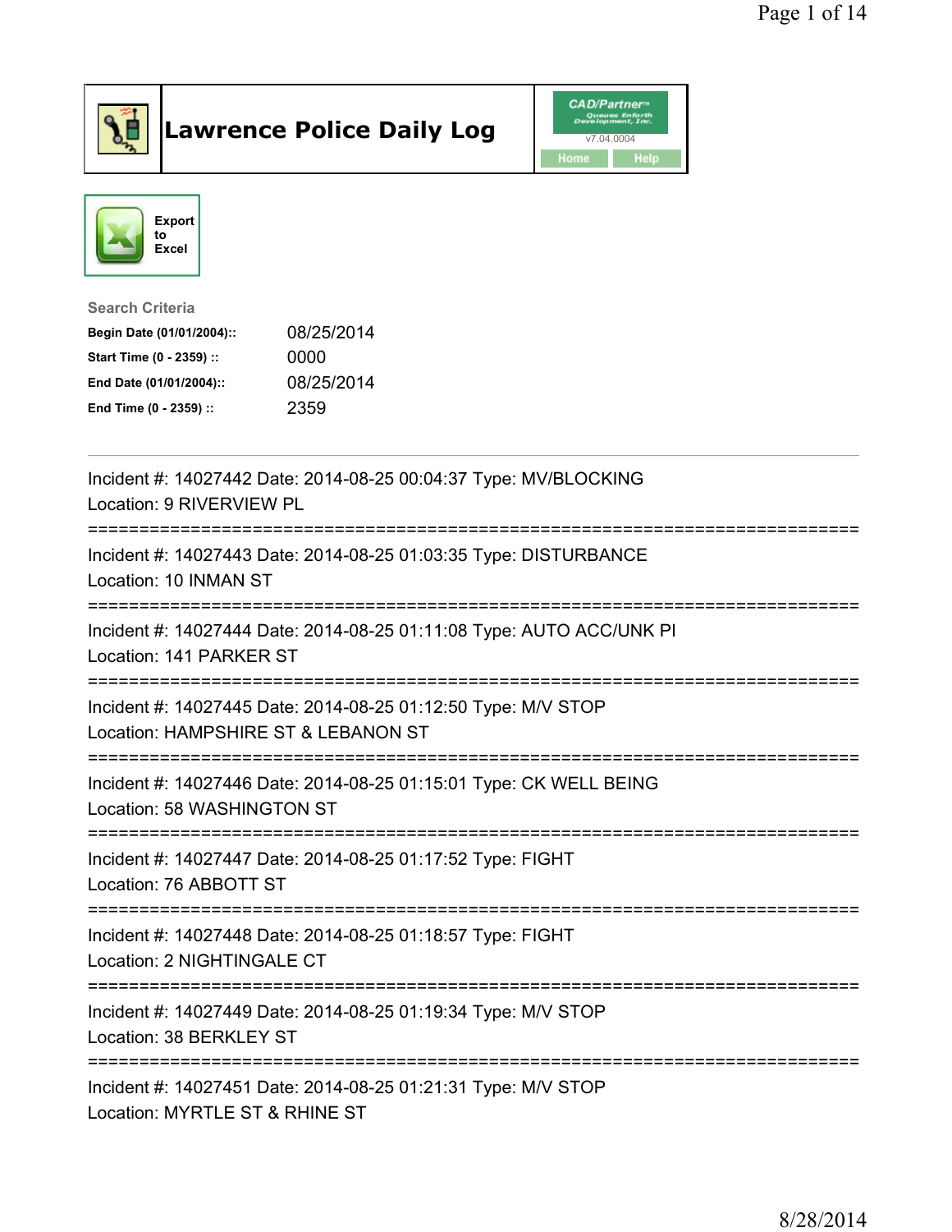# Lawrence Police Daily Log

CAD/Partner v7.04.0004

Home | Help

Export to Excel

**Search Criteria**

| | |
|---|---|
| **Begin Date (01/01/2004)::** | 08/25/2014 |
| **Start Time (0 - 2359) ::** | 0000 |
| **End Date (01/01/2004)::** | 08/25/2014 |
| **End Time (0 - 2359) ::** | 2359 |

---

Incident #: 14027442 Date: 2014-08-25 00:04:37 Type: MV/BLOCKING
Location: 9 RIVERVIEW PL

===========================================================================

Incident #: 14027443 Date: 2014-08-25 01:03:35 Type: DISTURBANCE
Location: 10 INMAN ST

===========================================================================

Incident #: 14027444 Date: 2014-08-25 01:11:08 Type: AUTO ACC/UNK PI
Location: 141 PARKER ST

===========================================================================

Incident #: 14027445 Date: 2014-08-25 01:12:50 Type: M/V STOP
Location: HAMPSHIRE ST & LEBANON ST

===========================================================================

Incident #: 14027446 Date: 2014-08-25 01:15:01 Type: CK WELL BEING
Location: 58 WASHINGTON ST

===========================================================================

Incident #: 14027447 Date: 2014-08-25 01:17:52 Type: FIGHT
Location: 76 ABBOTT ST

===========================================================================

Incident #: 14027448 Date: 2014-08-25 01:18:57 Type: FIGHT
Location: 2 NIGHTINGALE CT

===========================================================================

Incident #: 14027449 Date: 2014-08-25 01:19:34 Type: M/V STOP
Location: 38 BERKLEY ST

===========================================================================

Incident #: 14027451 Date: 2014-08-25 01:21:31 Type: M/V STOP
Location: MYRTLE ST & RHINE ST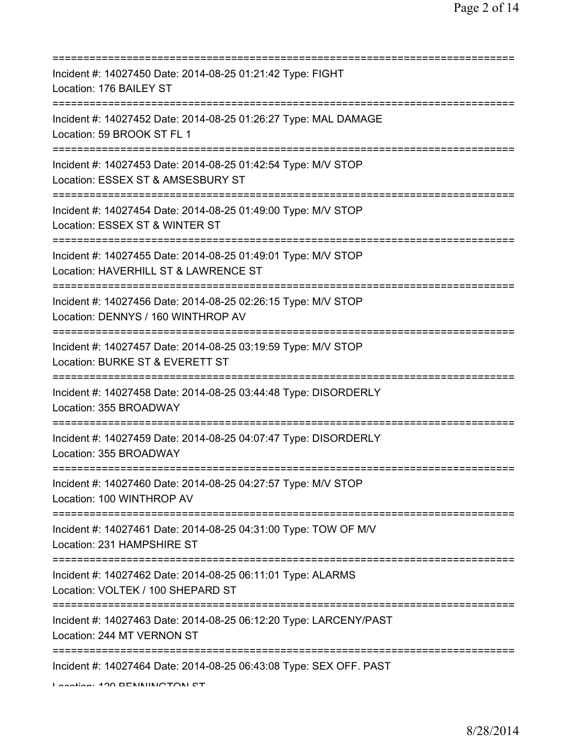===========================================================================
Incident #: 14027450 Date: 2014-08-25 01:21:42 Type: FIGHT
Location: 176 BAILEY ST
===========================================================================
Incident #: 14027452 Date: 2014-08-25 01:26:27 Type: MAL DAMAGE
Location: 59 BROOK ST FL 1
===========================================================================
Incident #: 14027453 Date: 2014-08-25 01:42:54 Type: M/V STOP
Location: ESSEX ST & AMSESBURY ST
===========================================================================
Incident #: 14027454 Date: 2014-08-25 01:49:00 Type: M/V STOP
Location: ESSEX ST & WINTER ST
===========================================================================
Incident #: 14027455 Date: 2014-08-25 01:49:01 Type: M/V STOP
Location: HAVERHILL ST & LAWRENCE ST
===========================================================================
Incident #: 14027456 Date: 2014-08-25 02:26:15 Type: M/V STOP
Location: DENNYS / 160 WINTHROP AV
===========================================================================
Incident #: 14027457 Date: 2014-08-25 03:19:59 Type: M/V STOP
Location: BURKE ST & EVERETT ST
===========================================================================
Incident #: 14027458 Date: 2014-08-25 03:44:48 Type: DISORDERLY
Location: 355 BROADWAY
===========================================================================
Incident #: 14027459 Date: 2014-08-25 04:07:47 Type: DISORDERLY
Location: 355 BROADWAY
===========================================================================
Incident #: 14027460 Date: 2014-08-25 04:27:57 Type: M/V STOP
Location: 100 WINTHROP AV
===========================================================================
Incident #: 14027461 Date: 2014-08-25 04:31:00 Type: TOW OF M/V
Location: 231 HAMPSHIRE ST
===========================================================================
Incident #: 14027462 Date: 2014-08-25 06:11:01 Type: ALARMS
Location: VOLTEK / 100 SHEPARD ST
===========================================================================
Incident #: 14027463 Date: 2014-08-25 06:12:20 Type: LARCENY/PAST
Location: 244 MT VERNON ST
===========================================================================
Incident #: 14027464 Date: 2014-08-25 06:43:08 Type: SEX OFF. PAST
Location: 129 BENNINGTON ST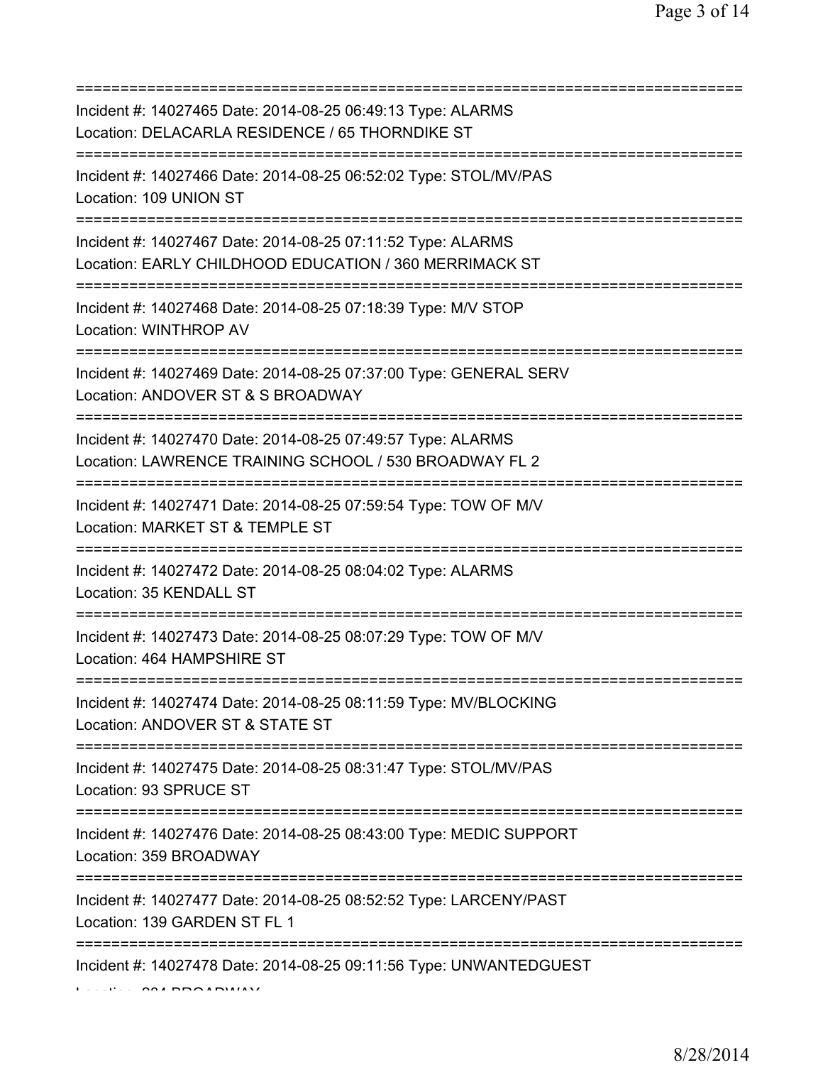===========================================================================
Incident #: 14027465 Date: 2014-08-25 06:49:13 Type: ALARMS
Location: DELACARLA RESIDENCE / 65 THORNDIKE ST
===========================================================================
Incident #: 14027466 Date: 2014-08-25 06:52:02 Type: STOL/MV/PAS
Location: 109 UNION ST
===========================================================================
Incident #: 14027467 Date: 2014-08-25 07:11:52 Type: ALARMS
Location: EARLY CHILDHOOD EDUCATION / 360 MERRIMACK ST
===========================================================================
Incident #: 14027468 Date: 2014-08-25 07:18:39 Type: M/V STOP
Location: WINTHROP AV
===========================================================================
Incident #: 14027469 Date: 2014-08-25 07:37:00 Type: GENERAL SERV
Location: ANDOVER ST & S BROADWAY
===========================================================================
Incident #: 14027470 Date: 2014-08-25 07:49:57 Type: ALARMS
Location: LAWRENCE TRAINING SCHOOL / 530 BROADWAY FL 2
===========================================================================
Incident #: 14027471 Date: 2014-08-25 07:59:54 Type: TOW OF M/V
Location: MARKET ST & TEMPLE ST
===========================================================================
Incident #: 14027472 Date: 2014-08-25 08:04:02 Type: ALARMS
Location: 35 KENDALL ST
===========================================================================
Incident #: 14027473 Date: 2014-08-25 08:07:29 Type: TOW OF M/V
Location: 464 HAMPSHIRE ST
===========================================================================
Incident #: 14027474 Date: 2014-08-25 08:11:59 Type: MV/BLOCKING
Location: ANDOVER ST & STATE ST
===========================================================================
Incident #: 14027475 Date: 2014-08-25 08:31:47 Type: STOL/MV/PAS
Location: 93 SPRUCE ST
===========================================================================
Incident #: 14027476 Date: 2014-08-25 08:43:00 Type: MEDIC SUPPORT
Location: 359 BROADWAY
===========================================================================
Incident #: 14027477 Date: 2014-08-25 08:52:52 Type: LARCENY/PAST
Location: 139 GARDEN ST FL 1
===========================================================================
Incident #: 14027478 Date: 2014-08-25 09:11:56 Type: UNWANTEDGUEST
Location: 204 BROADWAY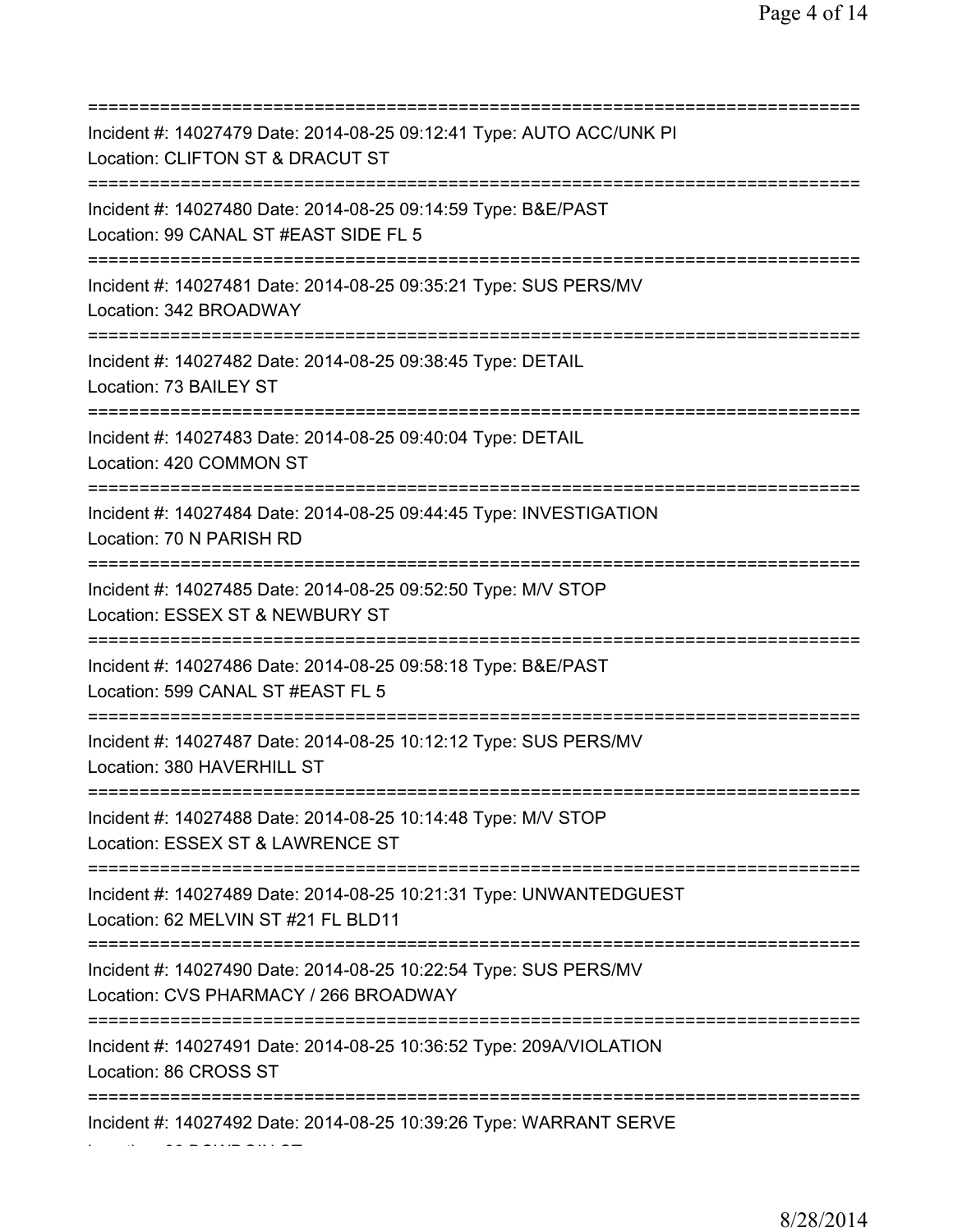===========================================================================

Incident #: 14027479 Date: 2014-08-25 09:12:41 Type: AUTO ACC/UNK PI
Location: CLIFTON ST & DRACUT ST

===========================================================================

Incident #: 14027480 Date: 2014-08-25 09:14:59 Type: B&E/PAST
Location: 99 CANAL ST #EAST SIDE FL 5

===========================================================================

Incident #: 14027481 Date: 2014-08-25 09:35:21 Type: SUS PERS/MV
Location: 342 BROADWAY

===========================================================================

Incident #: 14027482 Date: 2014-08-25 09:38:45 Type: DETAIL
Location: 73 BAILEY ST

===========================================================================

Incident #: 14027483 Date: 2014-08-25 09:40:04 Type: DETAIL
Location: 420 COMMON ST

===========================================================================

Incident #: 14027484 Date: 2014-08-25 09:44:45 Type: INVESTIGATION
Location: 70 N PARISH RD

===========================================================================

Incident #: 14027485 Date: 2014-08-25 09:52:50 Type: M/V STOP
Location: ESSEX ST & NEWBURY ST

===========================================================================

Incident #: 14027486 Date: 2014-08-25 09:58:18 Type: B&E/PAST
Location: 599 CANAL ST #EAST FL 5

===========================================================================

Incident #: 14027487 Date: 2014-08-25 10:12:12 Type: SUS PERS/MV
Location: 380 HAVERHILL ST

===========================================================================

Incident #: 14027488 Date: 2014-08-25 10:14:48 Type: M/V STOP
Location: ESSEX ST & LAWRENCE ST

===========================================================================

Incident #: 14027489 Date: 2014-08-25 10:21:31 Type: UNWANTEDGUEST
Location: 62 MELVIN ST #21 FL BLD11

===========================================================================

Incident #: 14027490 Date: 2014-08-25 10:22:54 Type: SUS PERS/MV
Location: CVS PHARMACY / 266 BROADWAY

===========================================================================

Incident #: 14027491 Date: 2014-08-25 10:36:52 Type: 209A/VIOLATION
Location: 86 CROSS ST

===========================================================================

Incident #: 14027492 Date: 2014-08-25 10:39:26 Type: WARRANT SERVE
Location: 90 BOWDOIN ST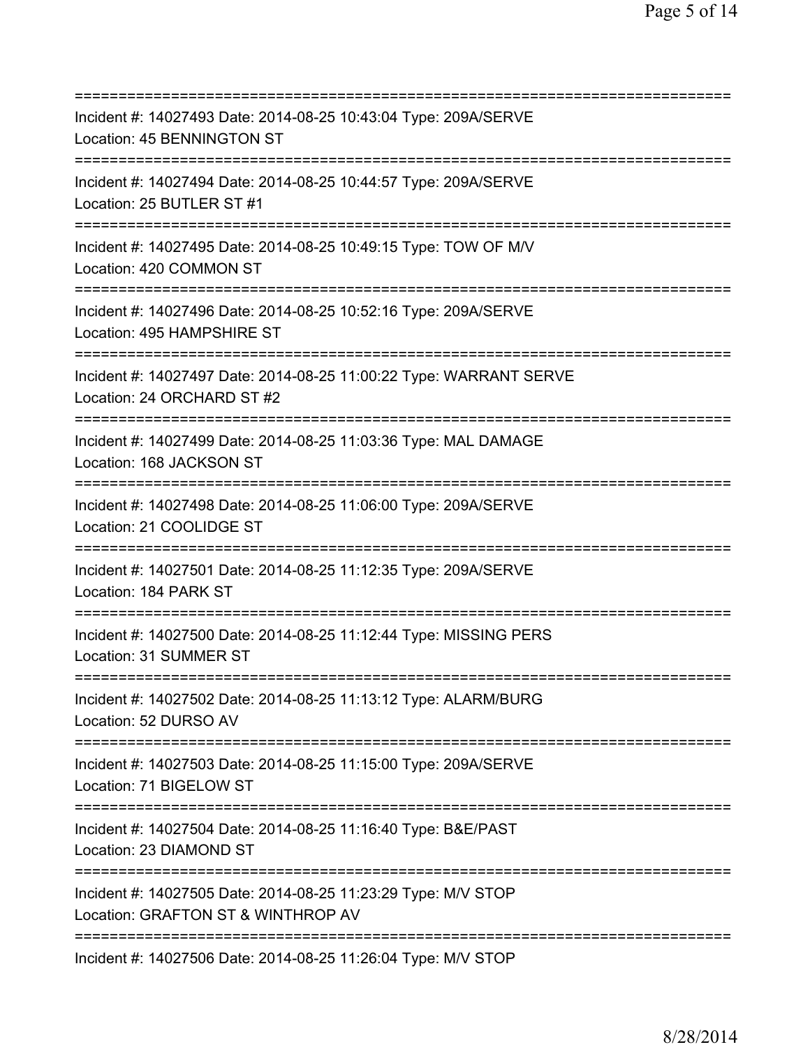===========================================================================
Incident #: 14027493 Date: 2014-08-25 10:43:04 Type: 209A/SERVE
Location: 45 BENNINGTON ST
===========================================================================
Incident #: 14027494 Date: 2014-08-25 10:44:57 Type: 209A/SERVE
Location: 25 BUTLER ST #1
===========================================================================
Incident #: 14027495 Date: 2014-08-25 10:49:15 Type: TOW OF M/V
Location: 420 COMMON ST
===========================================================================
Incident #: 14027496 Date: 2014-08-25 10:52:16 Type: 209A/SERVE
Location: 495 HAMPSHIRE ST
===========================================================================
Incident #: 14027497 Date: 2014-08-25 11:00:22 Type: WARRANT SERVE
Location: 24 ORCHARD ST #2
===========================================================================
Incident #: 14027499 Date: 2014-08-25 11:03:36 Type: MAL DAMAGE
Location: 168 JACKSON ST
===========================================================================
Incident #: 14027498 Date: 2014-08-25 11:06:00 Type: 209A/SERVE
Location: 21 COOLIDGE ST
===========================================================================
Incident #: 14027501 Date: 2014-08-25 11:12:35 Type: 209A/SERVE
Location: 184 PARK ST
===========================================================================
Incident #: 14027500 Date: 2014-08-25 11:12:44 Type: MISSING PERS
Location: 31 SUMMER ST
===========================================================================
Incident #: 14027502 Date: 2014-08-25 11:13:12 Type: ALARM/BURG
Location: 52 DURSO AV
===========================================================================
Incident #: 14027503 Date: 2014-08-25 11:15:00 Type: 209A/SERVE
Location: 71 BIGELOW ST
===========================================================================
Incident #: 14027504 Date: 2014-08-25 11:16:40 Type: B&E/PAST
Location: 23 DIAMOND ST
===========================================================================
Incident #: 14027505 Date: 2014-08-25 11:23:29 Type: M/V STOP
Location: GRAFTON ST & WINTHROP AV
===========================================================================
Incident #: 14027506 Date: 2014-08-25 11:26:04 Type: M/V STOP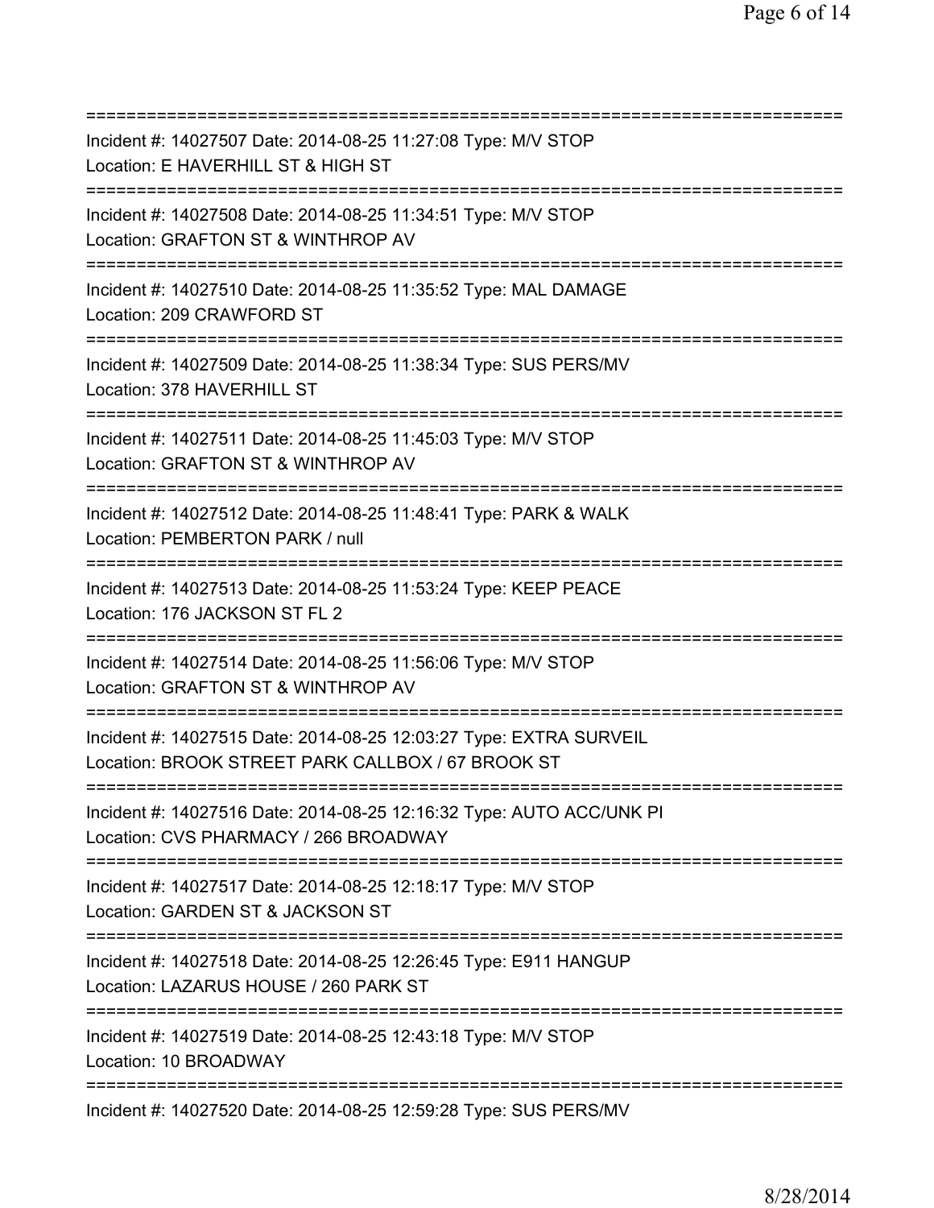===========================================================================
Incident #: 14027507 Date: 2014-08-25 11:27:08 Type: M/V STOP
Location: E HAVERHILL ST & HIGH ST
===========================================================================
Incident #: 14027508 Date: 2014-08-25 11:34:51 Type: M/V STOP
Location: GRAFTON ST & WINTHROP AV
===========================================================================
Incident #: 14027510 Date: 2014-08-25 11:35:52 Type: MAL DAMAGE
Location: 209 CRAWFORD ST
===========================================================================
Incident #: 14027509 Date: 2014-08-25 11:38:34 Type: SUS PERS/MV
Location: 378 HAVERHILL ST
===========================================================================
Incident #: 14027511 Date: 2014-08-25 11:45:03 Type: M/V STOP
Location: GRAFTON ST & WINTHROP AV
===========================================================================
Incident #: 14027512 Date: 2014-08-25 11:48:41 Type: PARK & WALK
Location: PEMBERTON PARK / null
===========================================================================
Incident #: 14027513 Date: 2014-08-25 11:53:24 Type: KEEP PEACE
Location: 176 JACKSON ST FL 2
===========================================================================
Incident #: 14027514 Date: 2014-08-25 11:56:06 Type: M/V STOP
Location: GRAFTON ST & WINTHROP AV
===========================================================================
Incident #: 14027515 Date: 2014-08-25 12:03:27 Type: EXTRA SURVEIL
Location: BROOK STREET PARK CALLBOX / 67 BROOK ST
===========================================================================
Incident #: 14027516 Date: 2014-08-25 12:16:32 Type: AUTO ACC/UNK PI
Location: CVS PHARMACY / 266 BROADWAY
===========================================================================
Incident #: 14027517 Date: 2014-08-25 12:18:17 Type: M/V STOP
Location: GARDEN ST & JACKSON ST
===========================================================================
Incident #: 14027518 Date: 2014-08-25 12:26:45 Type: E911 HANGUP
Location: LAZARUS HOUSE / 260 PARK ST
===========================================================================
Incident #: 14027519 Date: 2014-08-25 12:43:18 Type: M/V STOP
Location: 10 BROADWAY
===========================================================================
Incident #: 14027520 Date: 2014-08-25 12:59:28 Type: SUS PERS/MV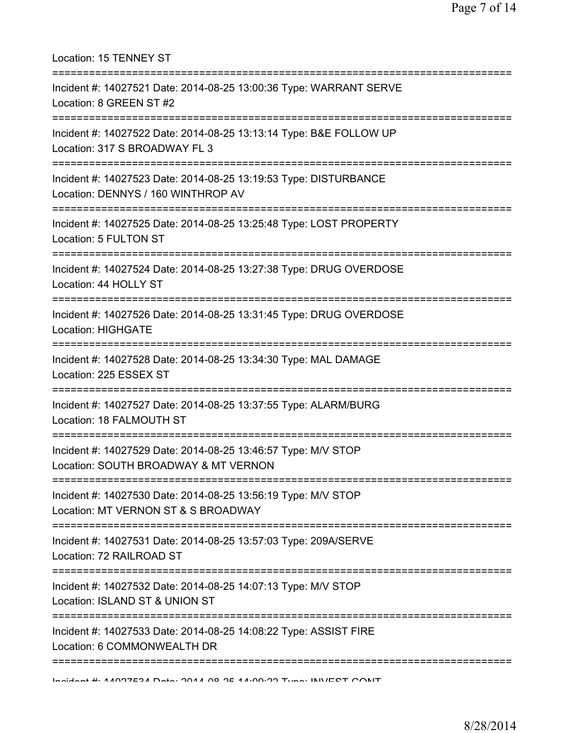Location: 15 TENNEY ST

===========================================================================

Incident #: 14027521 Date: 2014-08-25 13:00:36 Type: WARRANT SERVE
Location: 8 GREEN ST #2

===========================================================================

Incident #: 14027522 Date: 2014-08-25 13:13:14 Type: B&E FOLLOW UP
Location: 317 S BROADWAY FL 3

===========================================================================

Incident #: 14027523 Date: 2014-08-25 13:19:53 Type: DISTURBANCE
Location: DENNYS / 160 WINTHROP AV

===========================================================================

Incident #: 14027525 Date: 2014-08-25 13:25:48 Type: LOST PROPERTY
Location: 5 FULTON ST

===========================================================================

Incident #: 14027524 Date: 2014-08-25 13:27:38 Type: DRUG OVERDOSE
Location: 44 HOLLY ST

===========================================================================

Incident #: 14027526 Date: 2014-08-25 13:31:45 Type: DRUG OVERDOSE
Location: HIGHGATE

===========================================================================

Incident #: 14027528 Date: 2014-08-25 13:34:30 Type: MAL DAMAGE
Location: 225 ESSEX ST

===========================================================================

Incident #: 14027527 Date: 2014-08-25 13:37:55 Type: ALARM/BURG
Location: 18 FALMOUTH ST

===========================================================================

Incident #: 14027529 Date: 2014-08-25 13:46:57 Type: M/V STOP
Location: SOUTH BROADWAY & MT VERNON

===========================================================================

Incident #: 14027530 Date: 2014-08-25 13:56:19 Type: M/V STOP
Location: MT VERNON ST & S BROADWAY

===========================================================================

Incident #: 14027531 Date: 2014-08-25 13:57:03 Type: 209A/SERVE
Location: 72 RAILROAD ST

===========================================================================

Incident #: 14027532 Date: 2014-08-25 14:07:13 Type: M/V STOP
Location: ISLAND ST & UNION ST

===========================================================================

Incident #: 14027533 Date: 2014-08-25 14:08:22 Type: ASSIST FIRE
Location: 6 COMMONWEALTH DR

===========================================================================

Incident #: 14027534 Date: 2014-08-25 14:09:22 Type: INVEST CONT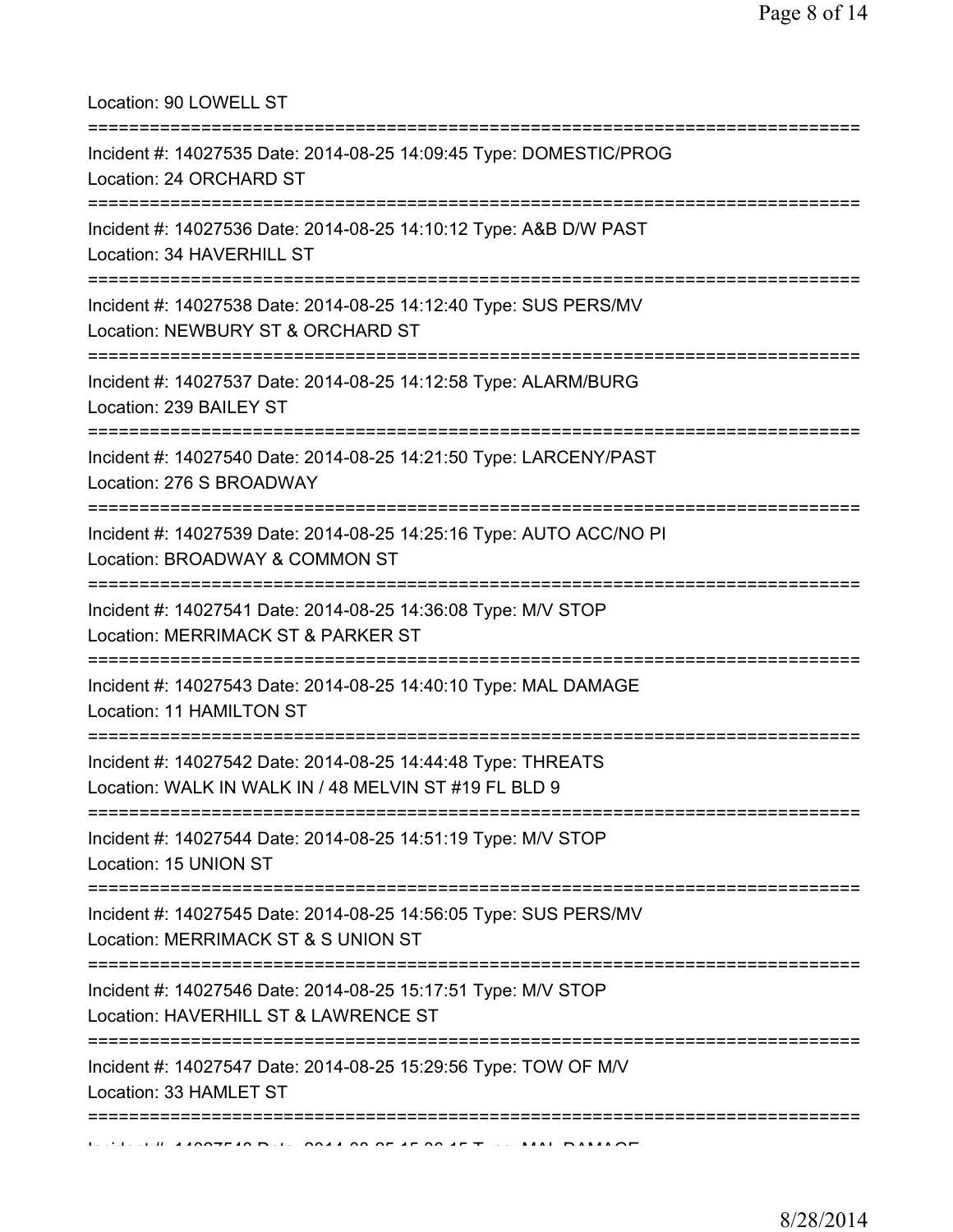Location: 90 LOWELL ST

===========================================================================

Incident #: 14027535 Date: 2014-08-25 14:09:45 Type: DOMESTIC/PROG
Location: 24 ORCHARD ST

===========================================================================

Incident #: 14027536 Date: 2014-08-25 14:10:12 Type: A&B D/W PAST
Location: 34 HAVERHILL ST

===========================================================================

Incident #: 14027538 Date: 2014-08-25 14:12:40 Type: SUS PERS/MV
Location: NEWBURY ST & ORCHARD ST

===========================================================================

Incident #: 14027537 Date: 2014-08-25 14:12:58 Type: ALARM/BURG
Location: 239 BAILEY ST

===========================================================================

Incident #: 14027540 Date: 2014-08-25 14:21:50 Type: LARCENY/PAST
Location: 276 S BROADWAY

===========================================================================

Incident #: 14027539 Date: 2014-08-25 14:25:16 Type: AUTO ACC/NO PI
Location: BROADWAY & COMMON ST

===========================================================================

Incident #: 14027541 Date: 2014-08-25 14:36:08 Type: M/V STOP
Location: MERRIMACK ST & PARKER ST

===========================================================================

Incident #: 14027543 Date: 2014-08-25 14:40:10 Type: MAL DAMAGE
Location: 11 HAMILTON ST

===========================================================================

Incident #: 14027542 Date: 2014-08-25 14:44:48 Type: THREATS
Location: WALK IN WALK IN / 48 MELVIN ST #19 FL BLD 9

===========================================================================

Incident #: 14027544 Date: 2014-08-25 14:51:19 Type: M/V STOP
Location: 15 UNION ST

===========================================================================

Incident #: 14027545 Date: 2014-08-25 14:56:05 Type: SUS PERS/MV
Location: MERRIMACK ST & S UNION ST

===========================================================================

Incident #: 14027546 Date: 2014-08-25 15:17:51 Type: M/V STOP
Location: HAVERHILL ST & LAWRENCE ST

===========================================================================

Incident #: 14027547 Date: 2014-08-25 15:29:56 Type: TOW OF M/V
Location: 33 HAMLET ST

===========================================================================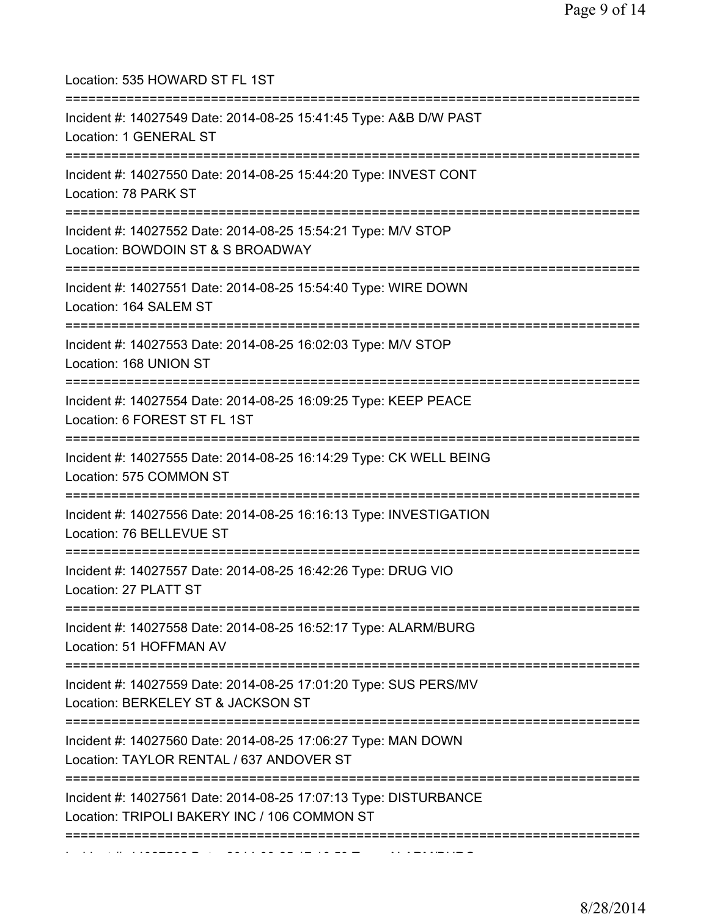Location: 535 HOWARD ST FL 1ST

===========================================================================

Incident #: 14027549 Date: 2014-08-25 15:41:45 Type: A&B D/W PAST
Location: 1 GENERAL ST

===========================================================================

Incident #: 14027550 Date: 2014-08-25 15:44:20 Type: INVEST CONT
Location: 78 PARK ST

===========================================================================

Incident #: 14027552 Date: 2014-08-25 15:54:21 Type: M/V STOP
Location: BOWDOIN ST & S BROADWAY

===========================================================================

Incident #: 14027551 Date: 2014-08-25 15:54:40 Type: WIRE DOWN
Location: 164 SALEM ST

===========================================================================

Incident #: 14027553 Date: 2014-08-25 16:02:03 Type: M/V STOP
Location: 168 UNION ST

===========================================================================

Incident #: 14027554 Date: 2014-08-25 16:09:25 Type: KEEP PEACE
Location: 6 FOREST ST FL 1ST

===========================================================================

Incident #: 14027555 Date: 2014-08-25 16:14:29 Type: CK WELL BEING
Location: 575 COMMON ST

===========================================================================

Incident #: 14027556 Date: 2014-08-25 16:16:13 Type: INVESTIGATION
Location: 76 BELLEVUE ST

===========================================================================

Incident #: 14027557 Date: 2014-08-25 16:42:26 Type: DRUG VIO
Location: 27 PLATT ST

===========================================================================

Incident #: 14027558 Date: 2014-08-25 16:52:17 Type: ALARM/BURG
Location: 51 HOFFMAN AV

===========================================================================

Incident #: 14027559 Date: 2014-08-25 17:01:20 Type: SUS PERS/MV
Location: BERKELEY ST & JACKSON ST

===========================================================================

Incident #: 14027560 Date: 2014-08-25 17:06:27 Type: MAN DOWN
Location: TAYLOR RENTAL / 637 ANDOVER ST

===========================================================================

Incident #: 14027561 Date: 2014-08-25 17:07:13 Type: DISTURBANCE
Location: TRIPOLI BAKERY INC / 106 COMMON ST

===========================================================================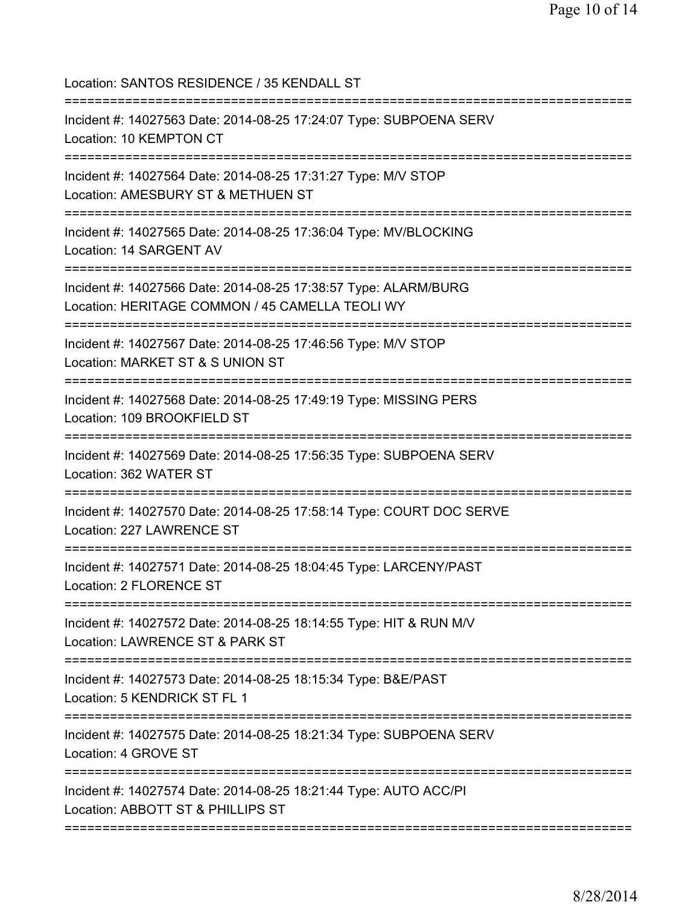Location: SANTOS RESIDENCE / 35 KENDALL ST

===========================================================================

Incident #: 14027563 Date: 2014-08-25 17:24:07 Type: SUBPOENA SERV
Location: 10 KEMPTON CT

===========================================================================

Incident #: 14027564 Date: 2014-08-25 17:31:27 Type: M/V STOP
Location: AMESBURY ST & METHUEN ST

===========================================================================

Incident #: 14027565 Date: 2014-08-25 17:36:04 Type: MV/BLOCKING
Location: 14 SARGENT AV

===========================================================================

Incident #: 14027566 Date: 2014-08-25 17:38:57 Type: ALARM/BURG
Location: HERITAGE COMMON / 45 CAMELLA TEOLI WY

===========================================================================

Incident #: 14027567 Date: 2014-08-25 17:46:56 Type: M/V STOP
Location: MARKET ST & S UNION ST

===========================================================================

Incident #: 14027568 Date: 2014-08-25 17:49:19 Type: MISSING PERS
Location: 109 BROOKFIELD ST

===========================================================================

Incident #: 14027569 Date: 2014-08-25 17:56:35 Type: SUBPOENA SERV
Location: 362 WATER ST

===========================================================================

Incident #: 14027570 Date: 2014-08-25 17:58:14 Type: COURT DOC SERVE
Location: 227 LAWRENCE ST

===========================================================================

Incident #: 14027571 Date: 2014-08-25 18:04:45 Type: LARCENY/PAST
Location: 2 FLORENCE ST

===========================================================================

Incident #: 14027572 Date: 2014-08-25 18:14:55 Type: HIT & RUN M/V
Location: LAWRENCE ST & PARK ST

===========================================================================

Incident #: 14027573 Date: 2014-08-25 18:15:34 Type: B&E/PAST
Location: 5 KENDRICK ST FL 1

===========================================================================

Incident #: 14027575 Date: 2014-08-25 18:21:34 Type: SUBPOENA SERV
Location: 4 GROVE ST

===========================================================================

Incident #: 14027574 Date: 2014-08-25 18:21:44 Type: AUTO ACC/PI
Location: ABBOTT ST & PHILLIPS ST

===========================================================================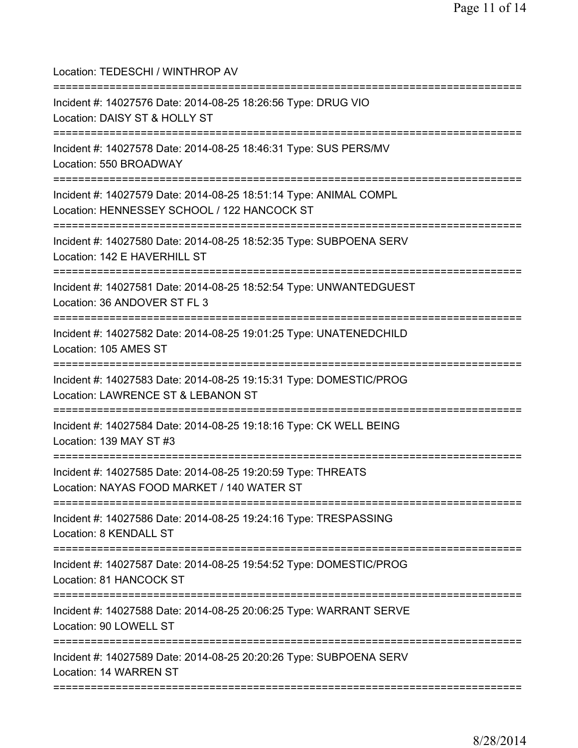Location: TEDESCHI / WINTHROP AV

===========================================================================

Incident #: 14027576 Date: 2014-08-25 18:26:56 Type: DRUG VIO
Location: DAISY ST & HOLLY ST

===========================================================================

Incident #: 14027578 Date: 2014-08-25 18:46:31 Type: SUS PERS/MV
Location: 550 BROADWAY

===========================================================================

Incident #: 14027579 Date: 2014-08-25 18:51:14 Type: ANIMAL COMPL
Location: HENNESSEY SCHOOL / 122 HANCOCK ST

===========================================================================

Incident #: 14027580 Date: 2014-08-25 18:52:35 Type: SUBPOENA SERV
Location: 142 E HAVERHILL ST

===========================================================================

Incident #: 14027581 Date: 2014-08-25 18:52:54 Type: UNWANTEDGUEST
Location: 36 ANDOVER ST FL 3

===========================================================================

Incident #: 14027582 Date: 2014-08-25 19:01:25 Type: UNATENEDCHILD
Location: 105 AMES ST

===========================================================================

Incident #: 14027583 Date: 2014-08-25 19:15:31 Type: DOMESTIC/PROG
Location: LAWRENCE ST & LEBANON ST

===========================================================================

Incident #: 14027584 Date: 2014-08-25 19:18:16 Type: CK WELL BEING
Location: 139 MAY ST #3

===========================================================================

Incident #: 14027585 Date: 2014-08-25 19:20:59 Type: THREATS
Location: NAYAS FOOD MARKET / 140 WATER ST

===========================================================================

Incident #: 14027586 Date: 2014-08-25 19:24:16 Type: TRESPASSING
Location: 8 KENDALL ST

===========================================================================

Incident #: 14027587 Date: 2014-08-25 19:54:52 Type: DOMESTIC/PROG
Location: 81 HANCOCK ST

===========================================================================

Incident #: 14027588 Date: 2014-08-25 20:06:25 Type: WARRANT SERVE
Location: 90 LOWELL ST

===========================================================================

Incident #: 14027589 Date: 2014-08-25 20:20:26 Type: SUBPOENA SERV
Location: 14 WARREN ST

===========================================================================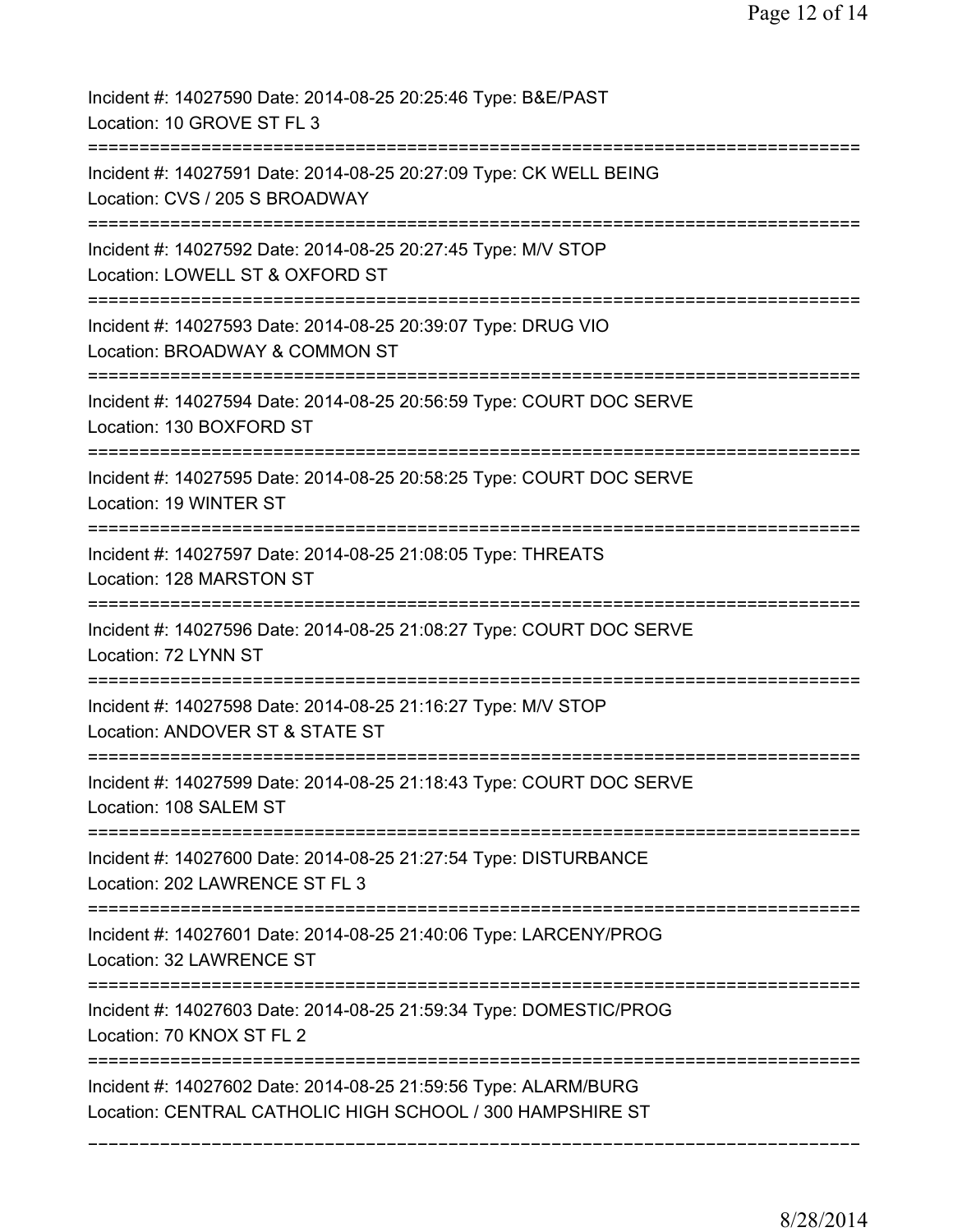Incident #: 14027590 Date: 2014-08-25 20:25:46 Type: B&E/PAST
Location: 10 GROVE ST FL 3

===========================================================================

Incident #: 14027591 Date: 2014-08-25 20:27:09 Type: CK WELL BEING
Location: CVS / 205 S BROADWAY

===========================================================================

Incident #: 14027592 Date: 2014-08-25 20:27:45 Type: M/V STOP
Location: LOWELL ST & OXFORD ST

===========================================================================

Incident #: 14027593 Date: 2014-08-25 20:39:07 Type: DRUG VIO
Location: BROADWAY & COMMON ST

===========================================================================

Incident #: 14027594 Date: 2014-08-25 20:56:59 Type: COURT DOC SERVE
Location: 130 BOXFORD ST

===========================================================================

Incident #: 14027595 Date: 2014-08-25 20:58:25 Type: COURT DOC SERVE
Location: 19 WINTER ST

===========================================================================

Incident #: 14027597 Date: 2014-08-25 21:08:05 Type: THREATS
Location: 128 MARSTON ST

===========================================================================

Incident #: 14027596 Date: 2014-08-25 21:08:27 Type: COURT DOC SERVE
Location: 72 LYNN ST

===========================================================================

Incident #: 14027598 Date: 2014-08-25 21:16:27 Type: M/V STOP
Location: ANDOVER ST & STATE ST

===========================================================================

Incident #: 14027599 Date: 2014-08-25 21:18:43 Type: COURT DOC SERVE
Location: 108 SALEM ST

===========================================================================

Incident #: 14027600 Date: 2014-08-25 21:27:54 Type: DISTURBANCE
Location: 202 LAWRENCE ST FL 3

===========================================================================

Incident #: 14027601 Date: 2014-08-25 21:40:06 Type: LARCENY/PROG
Location: 32 LAWRENCE ST

===========================================================================

Incident #: 14027603 Date: 2014-08-25 21:59:34 Type: DOMESTIC/PROG
Location: 70 KNOX ST FL 2

===========================================================================

Incident #: 14027602 Date: 2014-08-25 21:59:56 Type: ALARM/BURG
Location: CENTRAL CATHOLIC HIGH SCHOOL / 300 HAMPSHIRE ST

---------------------------------------------------------------------------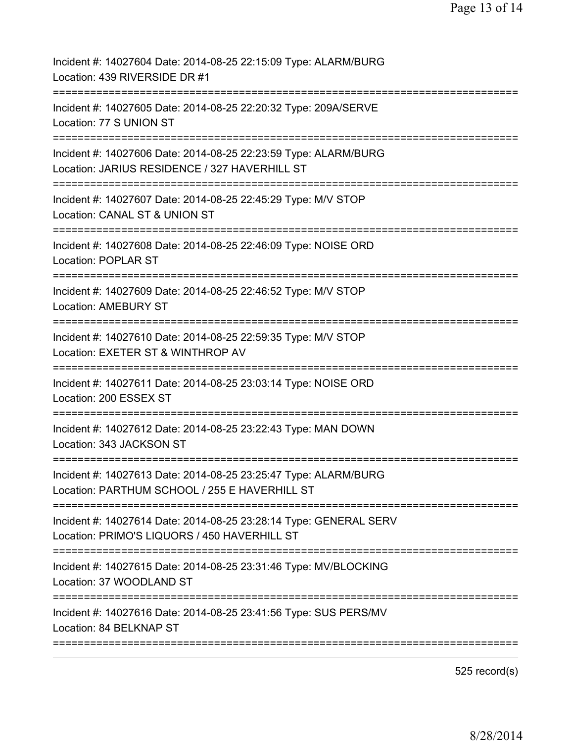Incident #: 14027604 Date: 2014-08-25 22:15:09 Type: ALARM/BURG
Location: 439 RIVERSIDE DR #1

===========================================================================

Incident #: 14027605 Date: 2014-08-25 22:20:32 Type: 209A/SERVE
Location: 77 S UNION ST

===========================================================================

Incident #: 14027606 Date: 2014-08-25 22:23:59 Type: ALARM/BURG
Location: JARIUS RESIDENCE / 327 HAVERHILL ST

===========================================================================

Incident #: 14027607 Date: 2014-08-25 22:45:29 Type: M/V STOP
Location: CANAL ST & UNION ST

===========================================================================

Incident #: 14027608 Date: 2014-08-25 22:46:09 Type: NOISE ORD
Location: POPLAR ST

===========================================================================

Incident #: 14027609 Date: 2014-08-25 22:46:52 Type: M/V STOP
Location: AMEBURY ST

===========================================================================

Incident #: 14027610 Date: 2014-08-25 22:59:35 Type: M/V STOP
Location: EXETER ST & WINTHROP AV

===========================================================================

Incident #: 14027611 Date: 2014-08-25 23:03:14 Type: NOISE ORD
Location: 200 ESSEX ST

===========================================================================

Incident #: 14027612 Date: 2014-08-25 23:22:43 Type: MAN DOWN
Location: 343 JACKSON ST

===========================================================================

Incident #: 14027613 Date: 2014-08-25 23:25:47 Type: ALARM/BURG
Location: PARTHUM SCHOOL / 255 E HAVERHILL ST

===========================================================================

Incident #: 14027614 Date: 2014-08-25 23:28:14 Type: GENERAL SERV
Location: PRIMO'S LIQUORS / 450 HAVERHILL ST

===========================================================================

Incident #: 14027615 Date: 2014-08-25 23:31:46 Type: MV/BLOCKING
Location: 37 WOODLAND ST

===========================================================================

Incident #: 14027616 Date: 2014-08-25 23:41:56 Type: SUS PERS/MV
Location: 84 BELKNAP ST

===========================================================================

525 record(s)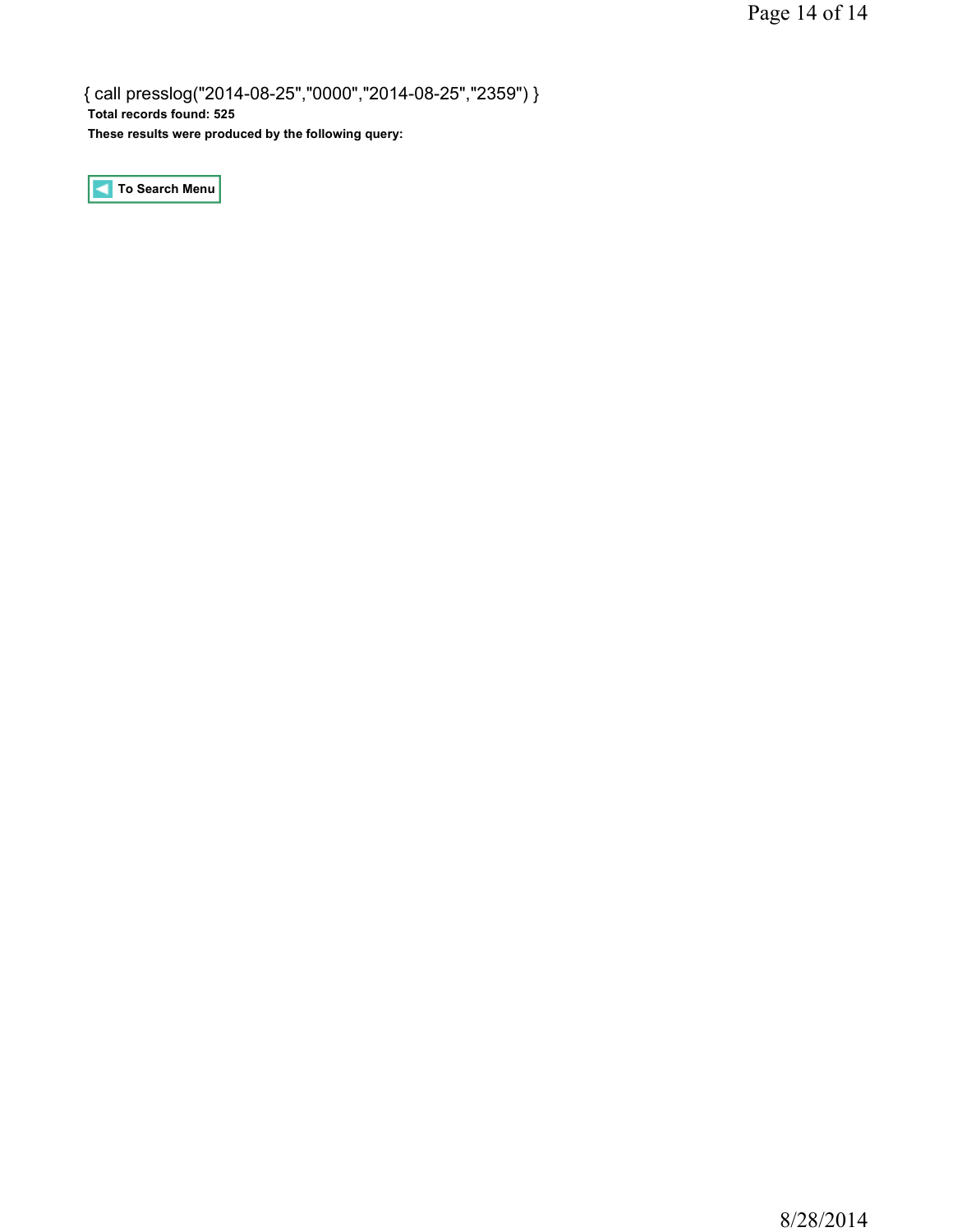{ call presslog("2014-08-25","0000","2014-08-25","2359") }

**Total records found: 525**

**These results were produced by the following query:**

**To Search Menu**